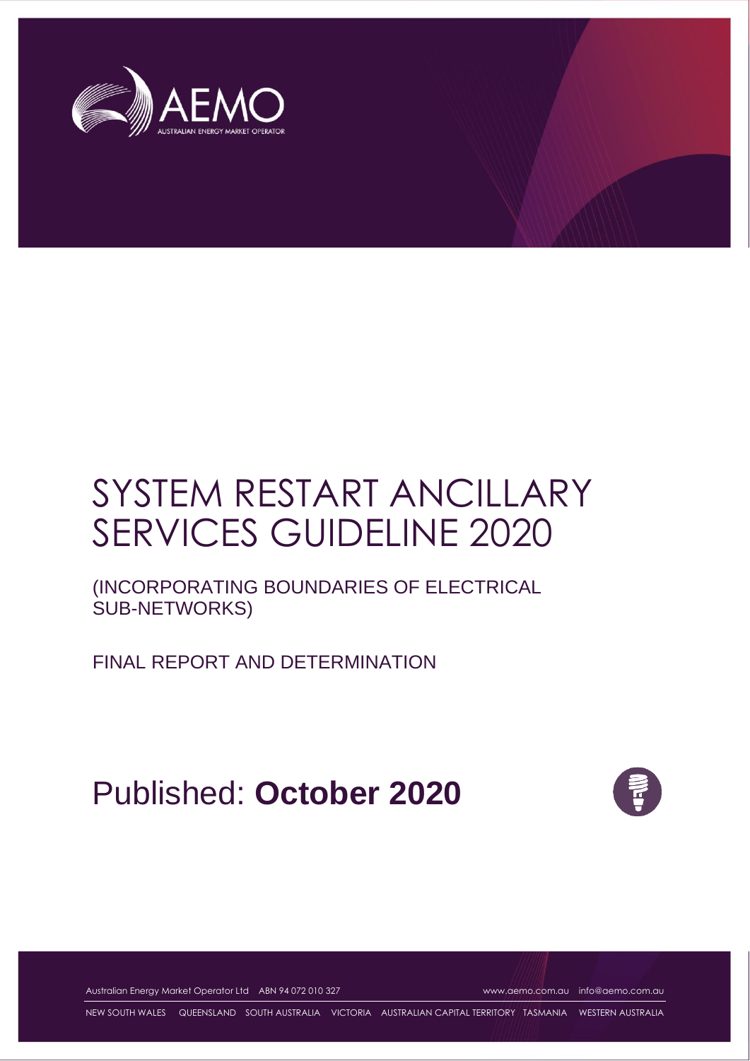# SYSTEM RESTART ANCILLARY SERVICES GUIDELINE 2020

(INCORPORATING BOUNDARIES OF ELECTRICAL SUB-NETWORKS)

FINAL REPORT AND DETERMINATION

Published: **October 2020**

Australian Energy Market Operator Ltd ABN 94 072 010 327 www.aemo.com.au info@aemo.com.au

NEW SOUTH WALES QUEENSLAND SOUTH AUSTRALIA VICTORIA AUSTRALIAN CAPITAL TERRITORY TASMANIA WESTERN AUSTRALIA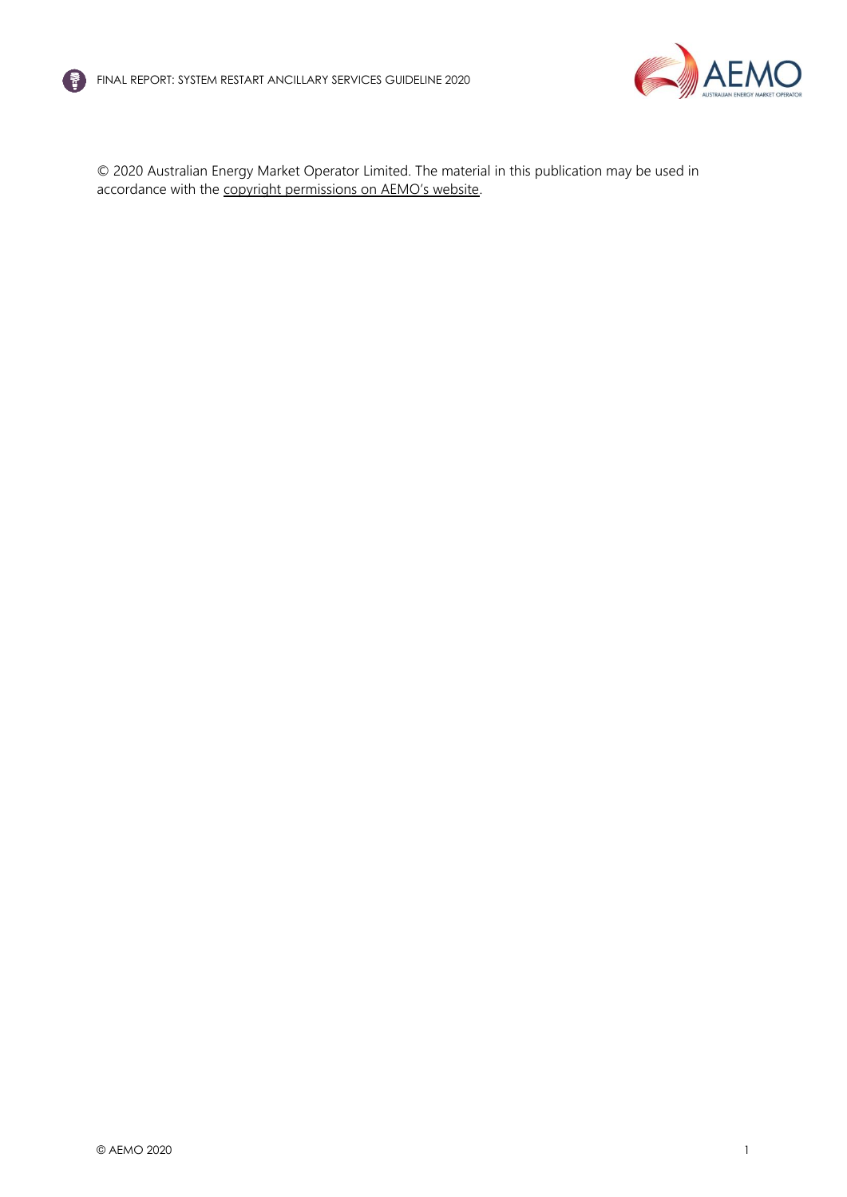© 2020 Australian Energy Market Operator Limited. The material in this publication may be used in accordance with the copyright permissions on AEMO's website.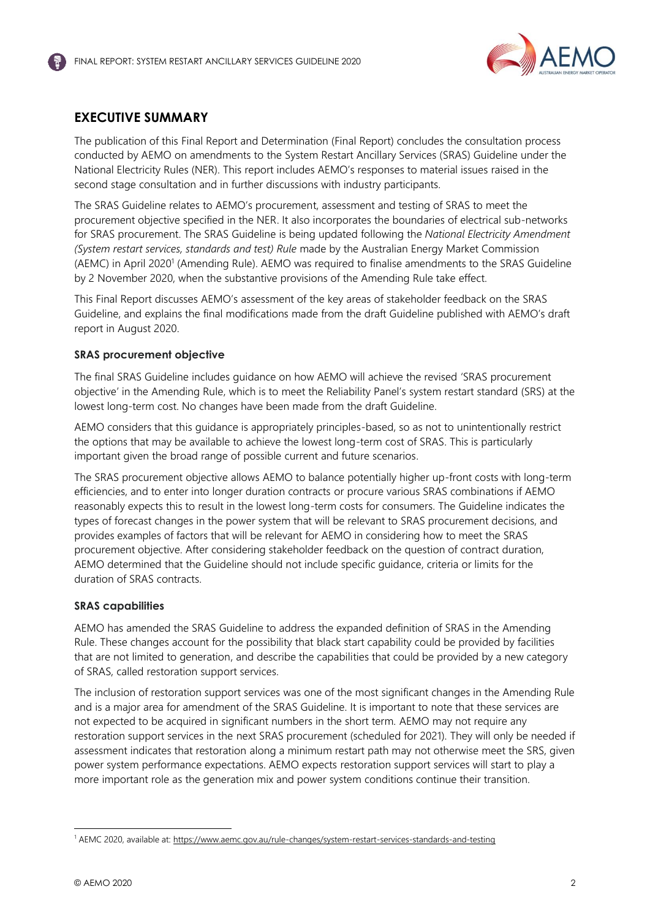## EXECUTIVE SUMMARY

The publication of this Final Report and Determination (Final Report) concludes the consultation process conducted by AEMO on amendments to the System Restart Ancillary Services (SRAS) Guideline under the National Electricity Rules (NER). This report includes AEMO's responses to material issues raised in the second stage consultation and in further discussions with industry participants.

The SRAS Guideline relates to AEMO's procurement, assessment and testing of SRAS to meet the procurement objective specified in the NER. It also incorporates the boundaries of electrical sub-networks for SRAS procurement. The SRAS Guideline is being updated following the *National Electricity Amendment (System restart services, standards and test) Rule* made by the Australian Energy Market Commission (AEMC) in April 2020[1] (Amending Rule). AEMO was required to finalise amendments to the SRAS Guideline by 2 November 2020, when the substantive provisions of the Amending Rule take effect.

This Final Report discusses AEMO's assessment of the key areas of stakeholder feedback on the SRAS Guideline, and explains the final modifications made from the draft Guideline published with AEMO's draft report in August 2020.

### SRAS procurement objective

The final SRAS Guideline includes guidance on how AEMO will achieve the revised 'SRAS procurement objective' in the Amending Rule, which is to meet the Reliability Panel's system restart standard (SRS) at the lowest long-term cost. No changes have been made from the draft Guideline.

AEMO considers that this guidance is appropriately principles-based, so as not to unintentionally restrict the options that may be available to achieve the lowest long-term cost of SRAS. This is particularly important given the broad range of possible current and future scenarios.

The SRAS procurement objective allows AEMO to balance potentially higher up-front costs with long-term efficiencies, and to enter into longer duration contracts or procure various SRAS combinations if AEMO reasonably expects this to result in the lowest long-term costs for consumers. The Guideline indicates the types of forecast changes in the power system that will be relevant to SRAS procurement decisions, and provides examples of factors that will be relevant for AEMO in considering how to meet the SRAS procurement objective. After considering stakeholder feedback on the question of contract duration, AEMO determined that the Guideline should not include specific guidance, criteria or limits for the duration of SRAS contracts.

### SRAS capabilities

AEMO has amended the SRAS Guideline to address the expanded definition of SRAS in the Amending Rule. These changes account for the possibility that black start capability could be provided by facilities that are not limited to generation, and describe the capabilities that could be provided by a new category of SRAS, called restoration support services.

The inclusion of restoration support services was one of the most significant changes in the Amending Rule and is a major area for amendment of the SRAS Guideline. It is important to note that these services are not expected to be acquired in significant numbers in the short term. AEMO may not require any restoration support services in the next SRAS procurement (scheduled for 2021). They will only be needed if assessment indicates that restoration along a minimum restart path may not otherwise meet the SRS, given power system performance expectations. AEMO expects restoration support services will start to play a more important role as the generation mix and power system conditions continue their transition.

[1] AEMC 2020, available at: https://www.aemc.gov.au/rule-changes/system-restart-services-standards-and-testing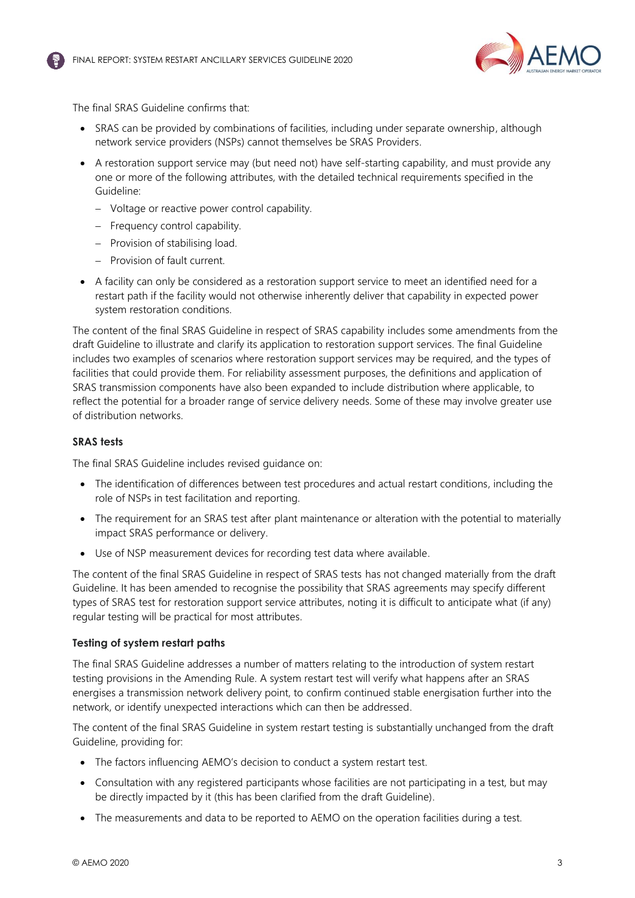The final SRAS Guideline confirms that:

- SRAS can be provided by combinations of facilities, including under separate ownership, although network service providers (NSPs) cannot themselves be SRAS Providers.
- A restoration support service may (but need not) have self-starting capability, and must provide any one or more of the following attributes, with the detailed technical requirements specified in the Guideline:
  - Voltage or reactive power control capability.
  - Frequency control capability.
  - Provision of stabilising load.
  - Provision of fault current.
- A facility can only be considered as a restoration support service to meet an identified need for a restart path if the facility would not otherwise inherently deliver that capability in expected power system restoration conditions.

The content of the final SRAS Guideline in respect of SRAS capability includes some amendments from the draft Guideline to illustrate and clarify its application to restoration support services. The final Guideline includes two examples of scenarios where restoration support services may be required, and the types of facilities that could provide them. For reliability assessment purposes, the definitions and application of SRAS transmission components have also been expanded to include distribution where applicable, to reflect the potential for a broader range of service delivery needs. Some of these may involve greater use of distribution networks.

**SRAS tests**

The final SRAS Guideline includes revised guidance on:

- The identification of differences between test procedures and actual restart conditions, including the role of NSPs in test facilitation and reporting.
- The requirement for an SRAS test after plant maintenance or alteration with the potential to materially impact SRAS performance or delivery.
- Use of NSP measurement devices for recording test data where available.

The content of the final SRAS Guideline in respect of SRAS tests has not changed materially from the draft Guideline. It has been amended to recognise the possibility that SRAS agreements may specify different types of SRAS test for restoration support service attributes, noting it is difficult to anticipate what (if any) regular testing will be practical for most attributes.

**Testing of system restart paths**

The final SRAS Guideline addresses a number of matters relating to the introduction of system restart testing provisions in the Amending Rule. A system restart test will verify what happens after an SRAS energises a transmission network delivery point, to confirm continued stable energisation further into the network, or identify unexpected interactions which can then be addressed.

The content of the final SRAS Guideline in system restart testing is substantially unchanged from the draft Guideline, providing for:

- The factors influencing AEMO's decision to conduct a system restart test.
- Consultation with any registered participants whose facilities are not participating in a test, but may be directly impacted by it (this has been clarified from the draft Guideline).
- The measurements and data to be reported to AEMO on the operation facilities during a test.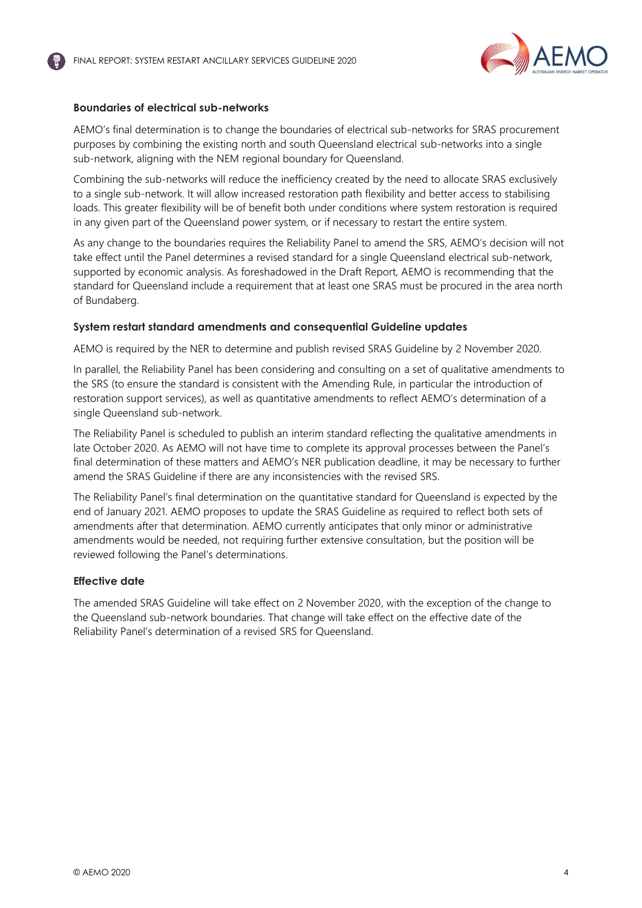**Boundaries of electrical sub-networks**

AEMO's final determination is to change the boundaries of electrical sub-networks for SRAS procurement purposes by combining the existing north and south Queensland electrical sub-networks into a single sub-network, aligning with the NEM regional boundary for Queensland.

Combining the sub-networks will reduce the inefficiency created by the need to allocate SRAS exclusively to a single sub-network. It will allow increased restoration path flexibility and better access to stabilising loads. This greater flexibility will be of benefit both under conditions where system restoration is required in any given part of the Queensland power system, or if necessary to restart the entire system.

As any change to the boundaries requires the Reliability Panel to amend the SRS, AEMO's decision will not take effect until the Panel determines a revised standard for a single Queensland electrical sub-network, supported by economic analysis. As foreshadowed in the Draft Report, AEMO is recommending that the standard for Queensland include a requirement that at least one SRAS must be procured in the area north of Bundaberg.

**System restart standard amendments and consequential Guideline updates**

AEMO is required by the NER to determine and publish revised SRAS Guideline by 2 November 2020.

In parallel, the Reliability Panel has been considering and consulting on a set of qualitative amendments to the SRS (to ensure the standard is consistent with the Amending Rule, in particular the introduction of restoration support services), as well as quantitative amendments to reflect AEMO's determination of a single Queensland sub-network.

The Reliability Panel is scheduled to publish an interim standard reflecting the qualitative amendments in late October 2020. As AEMO will not have time to complete its approval processes between the Panel's final determination of these matters and AEMO's NER publication deadline, it may be necessary to further amend the SRAS Guideline if there are any inconsistencies with the revised SRS.

The Reliability Panel's final determination on the quantitative standard for Queensland is expected by the end of January 2021. AEMO proposes to update the SRAS Guideline as required to reflect both sets of amendments after that determination. AEMO currently anticipates that only minor or administrative amendments would be needed, not requiring further extensive consultation, but the position will be reviewed following the Panel's determinations.

**Effective date**

The amended SRAS Guideline will take effect on 2 November 2020, with the exception of the change to the Queensland sub-network boundaries. That change will take effect on the effective date of the Reliability Panel's determination of a revised SRS for Queensland.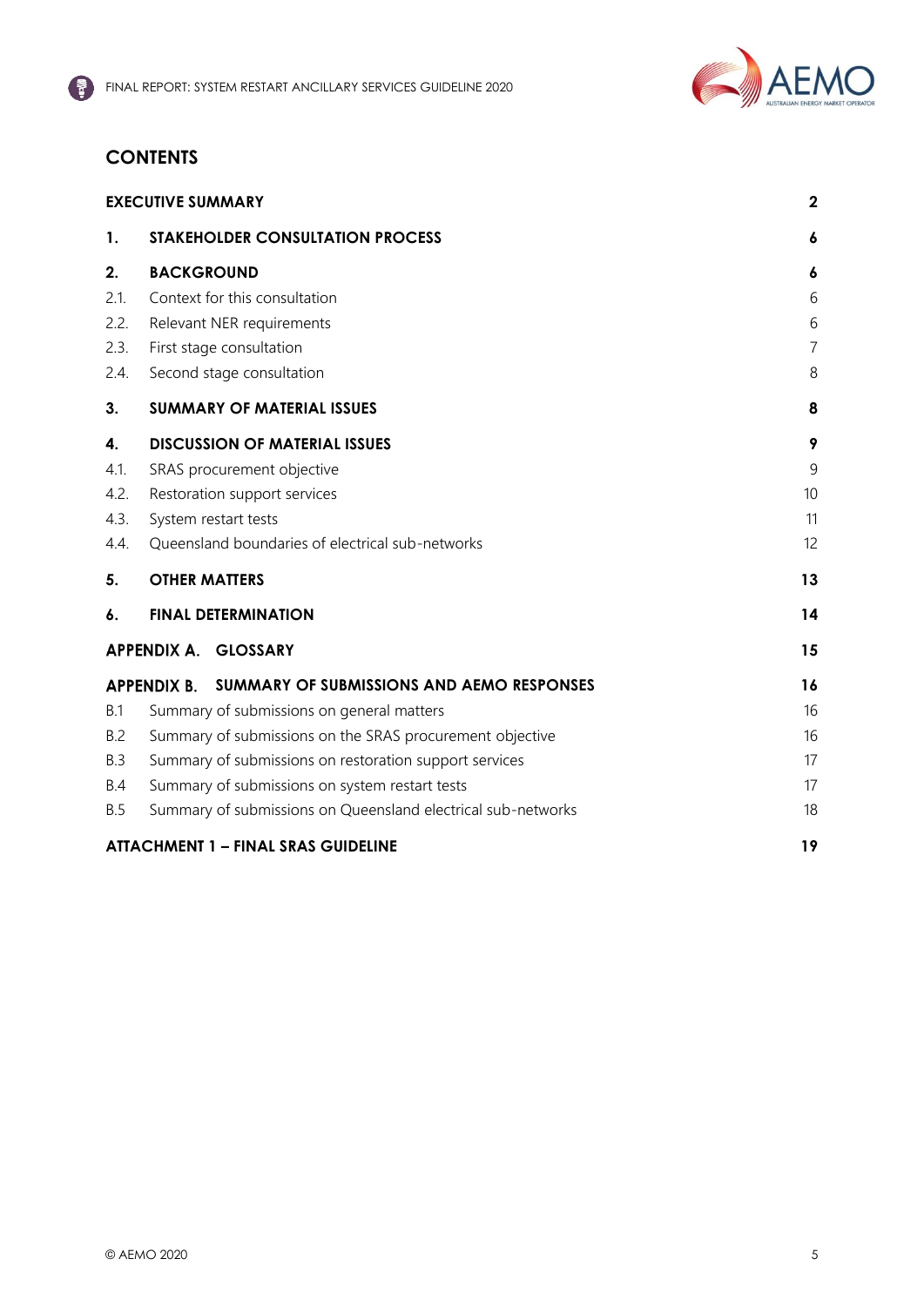## CONTENTS

| | | |
|---|---|---|
| **EXECUTIVE SUMMARY** | | **2** |
| **1.** | **STAKEHOLDER CONSULTATION PROCESS** | **6** |
| **2.** | **BACKGROUND** | **6** |
| 2.1. | Context for this consultation | 6 |
| 2.2. | Relevant NER requirements | 6 |
| 2.3. | First stage consultation | 7 |
| 2.4. | Second stage consultation | 8 |
| **3.** | **SUMMARY OF MATERIAL ISSUES** | **8** |
| **4.** | **DISCUSSION OF MATERIAL ISSUES** | **9** |
| 4.1. | SRAS procurement objective | 9 |
| 4.2. | Restoration support services | 10 |
| 4.3. | System restart tests | 11 |
| 4.4. | Queensland boundaries of electrical sub-networks | 12 |
| **5.** | **OTHER MATTERS** | **13** |
| **6.** | **FINAL DETERMINATION** | **14** |
| **APPENDIX A.** | **GLOSSARY** | **15** |
| **APPENDIX B.** | **SUMMARY OF SUBMISSIONS AND AEMO RESPONSES** | **16** |
| B.1 | Summary of submissions on general matters | 16 |
| B.2 | Summary of submissions on the SRAS procurement objective | 16 |
| B.3 | Summary of submissions on restoration support services | 17 |
| B.4 | Summary of submissions on system restart tests | 17 |
| B.5 | Summary of submissions on Queensland electrical sub-networks | 18 |
| **ATTACHMENT 1 – FINAL SRAS GUIDELINE** | | **19** |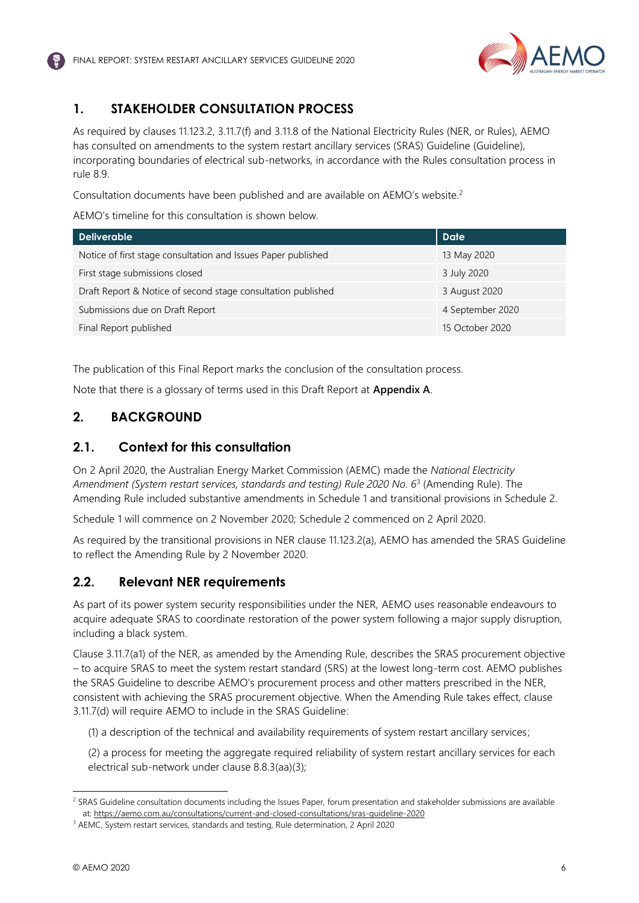## 1. STAKEHOLDER CONSULTATION PROCESS

As required by clauses 11.123.2, 3.11.7(f) and 3.11.8 of the National Electricity Rules (NER, or Rules), AEMO has consulted on amendments to the system restart ancillary services (SRAS) Guideline (Guideline), incorporating boundaries of electrical sub-networks, in accordance with the Rules consultation process in rule 8.9.

Consultation documents have been published and are available on AEMO's website.[2]

AEMO's timeline for this consultation is shown below.

| Deliverable | Date |
| --- | --- |
| Notice of first stage consultation and Issues Paper published | 13 May 2020 |
| First stage submissions closed | 3 July 2020 |
| Draft Report & Notice of second stage consultation published | 3 August 2020 |
| Submissions due on Draft Report | 4 September 2020 |
| Final Report published | 15 October 2020 |

The publication of this Final Report marks the conclusion of the consultation process.

Note that there is a glossary of terms used in this Draft Report at **Appendix A**.

## 2. BACKGROUND

### 2.1. Context for this consultation

On 2 April 2020, the Australian Energy Market Commission (AEMC) made the *National Electricity Amendment (System restart services, standards and testing) Rule 2020 No. 6*[3] (Amending Rule). The Amending Rule included substantive amendments in Schedule 1 and transitional provisions in Schedule 2.

Schedule 1 will commence on 2 November 2020; Schedule 2 commenced on 2 April 2020.

As required by the transitional provisions in NER clause 11.123.2(a), AEMO has amended the SRAS Guideline to reflect the Amending Rule by 2 November 2020.

### 2.2. Relevant NER requirements

As part of its power system security responsibilities under the NER, AEMO uses reasonable endeavours to acquire adequate SRAS to coordinate restoration of the power system following a major supply disruption, including a black system.

Clause 3.11.7(a1) of the NER, as amended by the Amending Rule, describes the SRAS procurement objective – to acquire SRAS to meet the system restart standard (SRS) at the lowest long-term cost. AEMO publishes the SRAS Guideline to describe AEMO's procurement process and other matters prescribed in the NER, consistent with achieving the SRAS procurement objective. When the Amending Rule takes effect, clause 3.11.7(d) will require AEMO to include in the SRAS Guideline:

(1) a description of the technical and availability requirements of system restart ancillary services;

(2) a process for meeting the aggregate required reliability of system restart ancillary services for each electrical sub-network under clause 8.8.3(aa)(3);

---

[2] SRAS Guideline consultation documents including the Issues Paper, forum presentation and stakeholder submissions are available at: https://aemo.com.au/consultations/current-and-closed-consultations/sras-guideline-2020

[3] AEMC, System restart services, standards and testing, Rule determination, 2 April 2020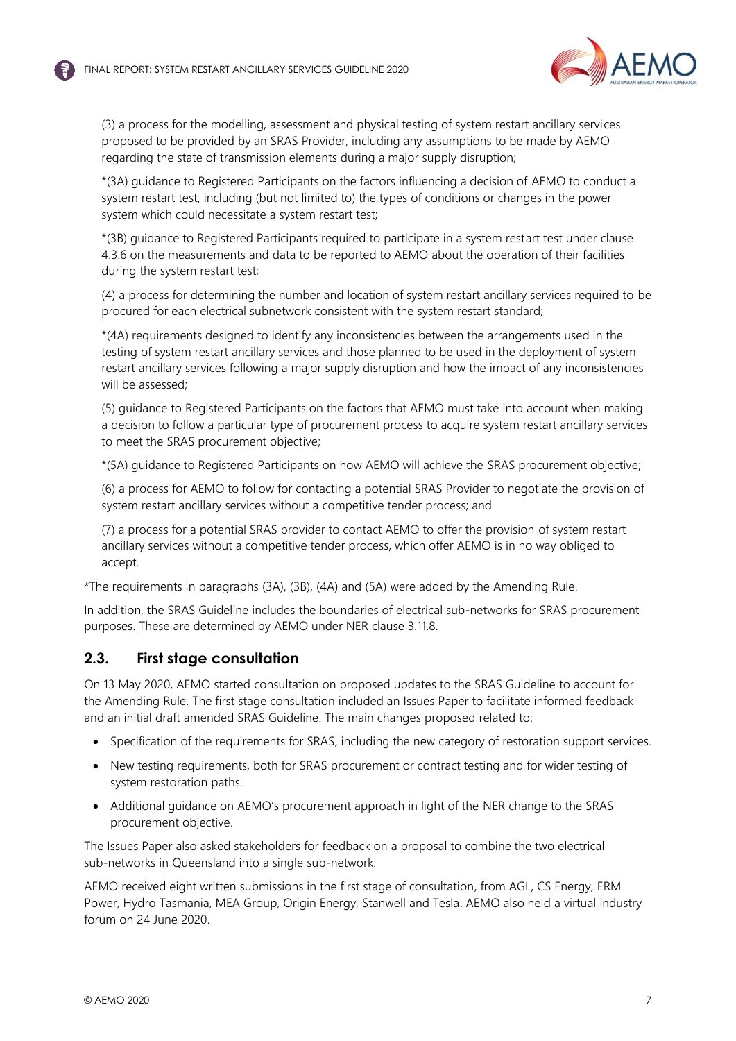(3) a process for the modelling, assessment and physical testing of system restart ancillary services proposed to be provided by an SRAS Provider, including any assumptions to be made by AEMO regarding the state of transmission elements during a major supply disruption;

*(3A) guidance to Registered Participants on the factors influencing a decision of AEMO to conduct a system restart test, including (but not limited to) the types of conditions or changes in the power system which could necessitate a system restart test;

*(3B) guidance to Registered Participants required to participate in a system restart test under clause 4.3.6 on the measurements and data to be reported to AEMO about the operation of their facilities during the system restart test;

(4) a process for determining the number and location of system restart ancillary services required to be procured for each electrical subnetwork consistent with the system restart standard;

*(4A) requirements designed to identify any inconsistencies between the arrangements used in the testing of system restart ancillary services and those planned to be used in the deployment of system restart ancillary services following a major supply disruption and how the impact of any inconsistencies will be assessed;

(5) guidance to Registered Participants on the factors that AEMO must take into account when making a decision to follow a particular type of procurement process to acquire system restart ancillary services to meet the SRAS procurement objective;

*(5A) guidance to Registered Participants on how AEMO will achieve the SRAS procurement objective;

(6) a process for AEMO to follow for contacting a potential SRAS Provider to negotiate the provision of system restart ancillary services without a competitive tender process; and

(7) a process for a potential SRAS provider to contact AEMO to offer the provision of system restart ancillary services without a competitive tender process, which offer AEMO is in no way obliged to accept.

*The requirements in paragraphs (3A), (3B), (4A) and (5A) were added by the Amending Rule.

In addition, the SRAS Guideline includes the boundaries of electrical sub-networks for SRAS procurement purposes. These are determined by AEMO under NER clause 3.11.8.

## 2.3. First stage consultation

On 13 May 2020, AEMO started consultation on proposed updates to the SRAS Guideline to account for the Amending Rule. The first stage consultation included an Issues Paper to facilitate informed feedback and an initial draft amended SRAS Guideline. The main changes proposed related to:

- Specification of the requirements for SRAS, including the new category of restoration support services.
- New testing requirements, both for SRAS procurement or contract testing and for wider testing of system restoration paths.
- Additional guidance on AEMO's procurement approach in light of the NER change to the SRAS procurement objective.

The Issues Paper also asked stakeholders for feedback on a proposal to combine the two electrical sub-networks in Queensland into a single sub-network.

AEMO received eight written submissions in the first stage of consultation, from AGL, CS Energy, ERM Power, Hydro Tasmania, MEA Group, Origin Energy, Stanwell and Tesla. AEMO also held a virtual industry forum on 24 June 2020.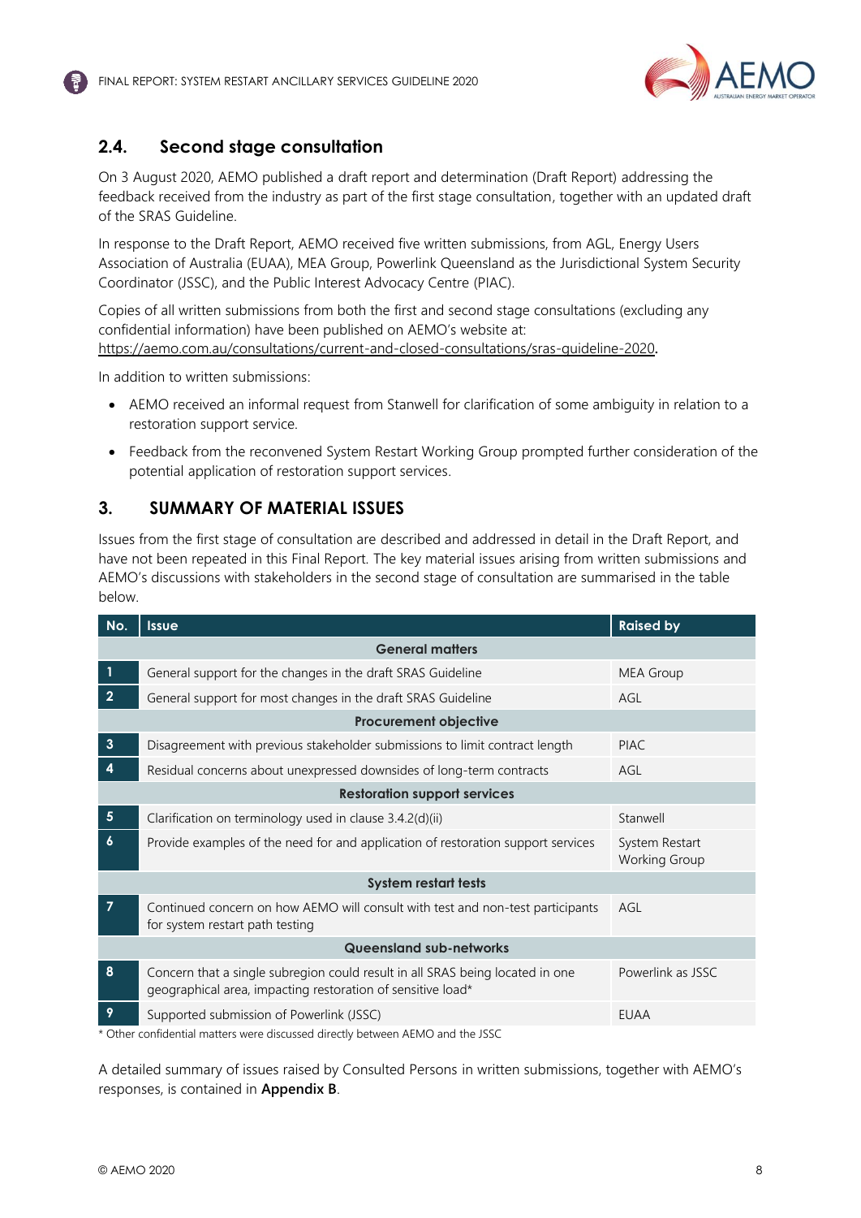## 2.4. Second stage consultation

On 3 August 2020, AEMO published a draft report and determination (Draft Report) addressing the feedback received from the industry as part of the first stage consultation, together with an updated draft of the SRAS Guideline.

In response to the Draft Report, AEMO received five written submissions, from AGL, Energy Users Association of Australia (EUAA), MEA Group, Powerlink Queensland as the Jurisdictional System Security Coordinator (JSSC), and the Public Interest Advocacy Centre (PIAC).

Copies of all written submissions from both the first and second stage consultations (excluding any confidential information) have been published on AEMO's website at: https://aemo.com.au/consultations/current-and-closed-consultations/sras-guideline-2020.

In addition to written submissions:

- AEMO received an informal request from Stanwell for clarification of some ambiguity in relation to a restoration support service.
- Feedback from the reconvened System Restart Working Group prompted further consideration of the potential application of restoration support services.

# 3. SUMMARY OF MATERIAL ISSUES

Issues from the first stage of consultation are described and addressed in detail in the Draft Report, and have not been repeated in this Final Report. The key material issues arising from written submissions and AEMO's discussions with stakeholders in the second stage of consultation are summarised in the table below.

| No. | Issue | Raised by |
|---|---|---|
| | **General matters** | |
| 1 | General support for the changes in the draft SRAS Guideline | MEA Group |
| 2 | General support for most changes in the draft SRAS Guideline | AGL |
| | **Procurement objective** | |
| 3 | Disagreement with previous stakeholder submissions to limit contract length | PIAC |
| 4 | Residual concerns about unexpressed downsides of long-term contracts | AGL |
| | **Restoration support services** | |
| 5 | Clarification on terminology used in clause 3.4.2(d)(ii) | Stanwell |
| 6 | Provide examples of the need for and application of restoration support services | System Restart Working Group |
| | **System restart tests** | |
| 7 | Continued concern on how AEMO will consult with test and non-test participants for system restart path testing | AGL |
| | **Queensland sub-networks** | |
| 8 | Concern that a single subregion could result in all SRAS being located in one geographical area, impacting restoration of sensitive load* | Powerlink as JSSC |
| 9 | Supported submission of Powerlink (JSSC) | EUAA |

\* Other confidential matters were discussed directly between AEMO and the JSSC

A detailed summary of issues raised by Consulted Persons in written submissions, together with AEMO's responses, is contained in **Appendix B**.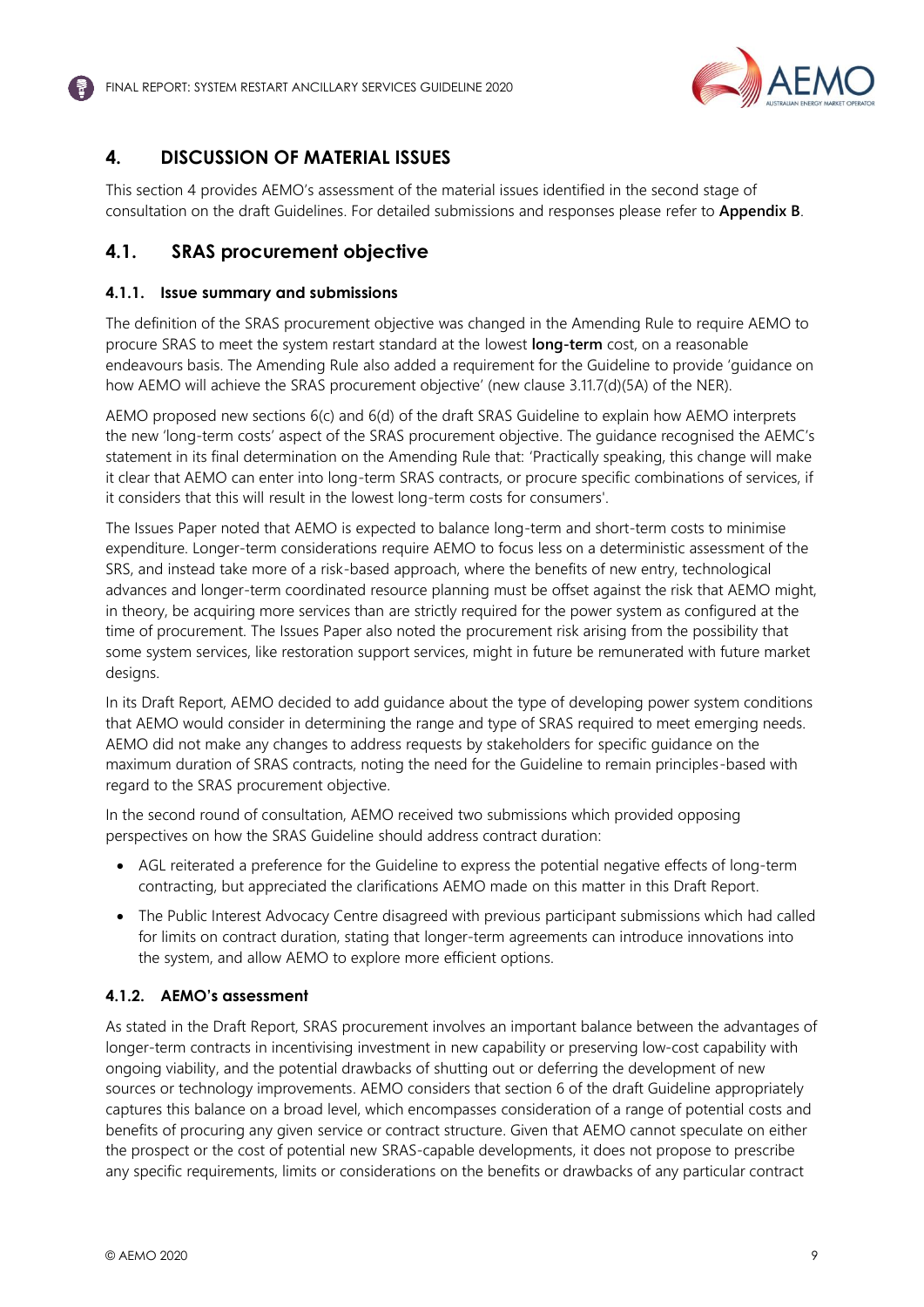## 4. DISCUSSION OF MATERIAL ISSUES

This section 4 provides AEMO's assessment of the material issues identified in the second stage of consultation on the draft Guidelines. For detailed submissions and responses please refer to **Appendix B**.

### 4.1. SRAS procurement objective

#### 4.1.1. Issue summary and submissions

The definition of the SRAS procurement objective was changed in the Amending Rule to require AEMO to procure SRAS to meet the system restart standard at the lowest **long-term** cost, on a reasonable endeavours basis. The Amending Rule also added a requirement for the Guideline to provide 'guidance on how AEMO will achieve the SRAS procurement objective' (new clause 3.11.7(d)(5A) of the NER).

AEMO proposed new sections 6(c) and 6(d) of the draft SRAS Guideline to explain how AEMO interprets the new 'long-term costs' aspect of the SRAS procurement objective. The guidance recognised the AEMC's statement in its final determination on the Amending Rule that: 'Practically speaking, this change will make it clear that AEMO can enter into long-term SRAS contracts, or procure specific combinations of services, if it considers that this will result in the lowest long-term costs for consumers'.

The Issues Paper noted that AEMO is expected to balance long-term and short-term costs to minimise expenditure. Longer-term considerations require AEMO to focus less on a deterministic assessment of the SRS, and instead take more of a risk-based approach, where the benefits of new entry, technological advances and longer-term coordinated resource planning must be offset against the risk that AEMO might, in theory, be acquiring more services than are strictly required for the power system as configured at the time of procurement. The Issues Paper also noted the procurement risk arising from the possibility that some system services, like restoration support services, might in future be remunerated with future market designs.

In its Draft Report, AEMO decided to add guidance about the type of developing power system conditions that AEMO would consider in determining the range and type of SRAS required to meet emerging needs. AEMO did not make any changes to address requests by stakeholders for specific guidance on the maximum duration of SRAS contracts, noting the need for the Guideline to remain principles-based with regard to the SRAS procurement objective.

In the second round of consultation, AEMO received two submissions which provided opposing perspectives on how the SRAS Guideline should address contract duration:

- AGL reiterated a preference for the Guideline to express the potential negative effects of long-term contracting, but appreciated the clarifications AEMO made on this matter in this Draft Report.
- The Public Interest Advocacy Centre disagreed with previous participant submissions which had called for limits on contract duration, stating that longer-term agreements can introduce innovations into the system, and allow AEMO to explore more efficient options.

#### 4.1.2. AEMO's assessment

As stated in the Draft Report, SRAS procurement involves an important balance between the advantages of longer-term contracts in incentivising investment in new capability or preserving low-cost capability with ongoing viability, and the potential drawbacks of shutting out or deferring the development of new sources or technology improvements. AEMO considers that section 6 of the draft Guideline appropriately captures this balance on a broad level, which encompasses consideration of a range of potential costs and benefits of procuring any given service or contract structure. Given that AEMO cannot speculate on either the prospect or the cost of potential new SRAS-capable developments, it does not propose to prescribe any specific requirements, limits or considerations on the benefits or drawbacks of any particular contract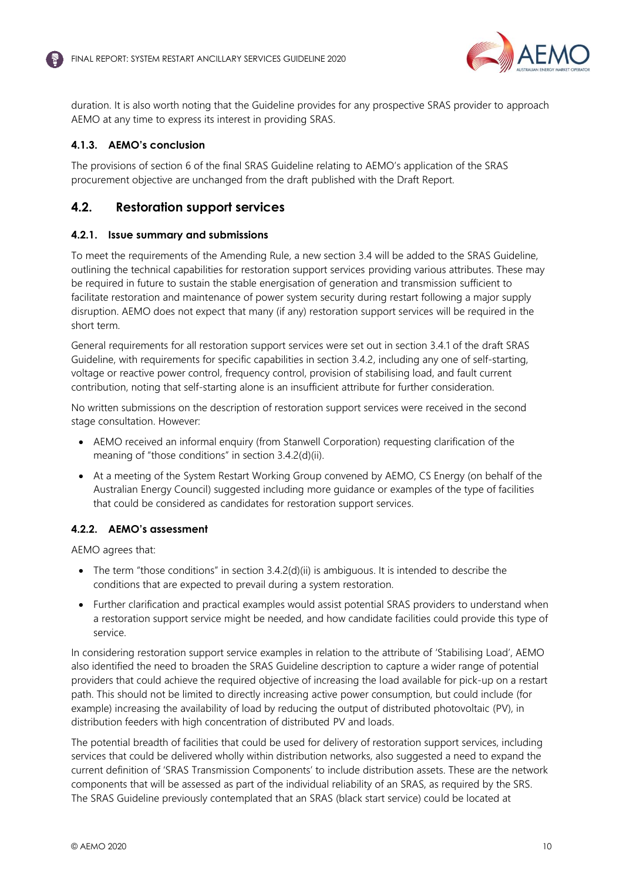duration. It is also worth noting that the Guideline provides for any prospective SRAS provider to approach AEMO at any time to express its interest in providing SRAS.

### 4.1.3. AEMO's conclusion

The provisions of section 6 of the final SRAS Guideline relating to AEMO's application of the SRAS procurement objective are unchanged from the draft published with the Draft Report.

## 4.2. Restoration support services

### 4.2.1. Issue summary and submissions

To meet the requirements of the Amending Rule, a new section 3.4 will be added to the SRAS Guideline, outlining the technical capabilities for restoration support services providing various attributes. These may be required in future to sustain the stable energisation of generation and transmission sufficient to facilitate restoration and maintenance of power system security during restart following a major supply disruption. AEMO does not expect that many (if any) restoration support services will be required in the short term.

General requirements for all restoration support services were set out in section 3.4.1 of the draft SRAS Guideline, with requirements for specific capabilities in section 3.4.2, including any one of self-starting, voltage or reactive power control, frequency control, provision of stabilising load, and fault current contribution, noting that self-starting alone is an insufficient attribute for further consideration.

No written submissions on the description of restoration support services were received in the second stage consultation. However:

- AEMO received an informal enquiry (from Stanwell Corporation) requesting clarification of the meaning of "those conditions" in section 3.4.2(d)(ii).
- At a meeting of the System Restart Working Group convened by AEMO, CS Energy (on behalf of the Australian Energy Council) suggested including more guidance or examples of the type of facilities that could be considered as candidates for restoration support services.

### 4.2.2. AEMO's assessment

AEMO agrees that:

- The term "those conditions" in section 3.4.2(d)(ii) is ambiguous. It is intended to describe the conditions that are expected to prevail during a system restoration.
- Further clarification and practical examples would assist potential SRAS providers to understand when a restoration support service might be needed, and how candidate facilities could provide this type of service.

In considering restoration support service examples in relation to the attribute of 'Stabilising Load', AEMO also identified the need to broaden the SRAS Guideline description to capture a wider range of potential providers that could achieve the required objective of increasing the load available for pick-up on a restart path. This should not be limited to directly increasing active power consumption, but could include (for example) increasing the availability of load by reducing the output of distributed photovoltaic (PV), in distribution feeders with high concentration of distributed PV and loads.

The potential breadth of facilities that could be used for delivery of restoration support services, including services that could be delivered wholly within distribution networks, also suggested a need to expand the current definition of 'SRAS Transmission Components' to include distribution assets. These are the network components that will be assessed as part of the individual reliability of an SRAS, as required by the SRS. The SRAS Guideline previously contemplated that an SRAS (black start service) could be located at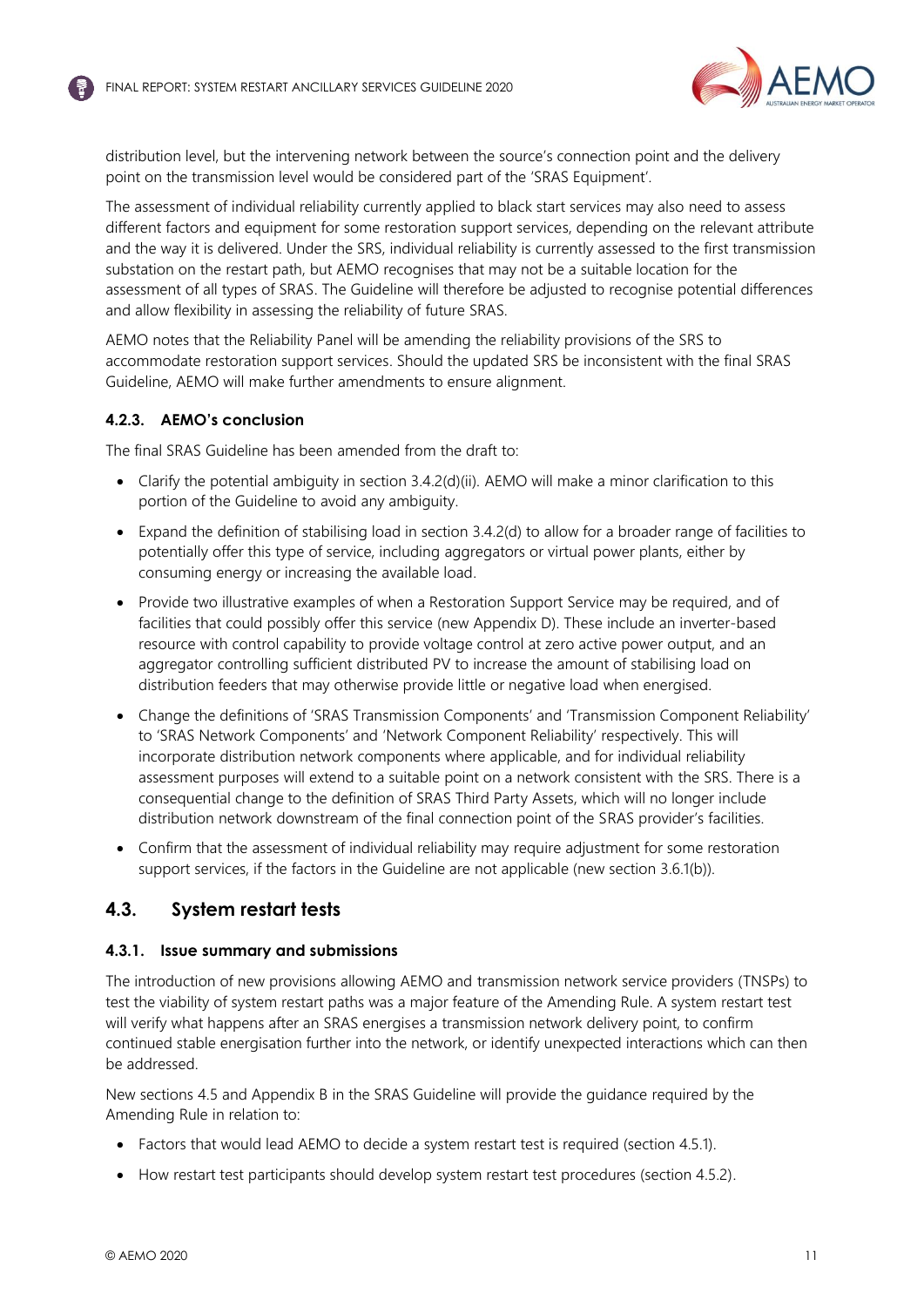distribution level, but the intervening network between the source's connection point and the delivery point on the transmission level would be considered part of the 'SRAS Equipment'.

The assessment of individual reliability currently applied to black start services may also need to assess different factors and equipment for some restoration support services, depending on the relevant attribute and the way it is delivered. Under the SRS, individual reliability is currently assessed to the first transmission substation on the restart path, but AEMO recognises that may not be a suitable location for the assessment of all types of SRAS. The Guideline will therefore be adjusted to recognise potential differences and allow flexibility in assessing the reliability of future SRAS.

AEMO notes that the Reliability Panel will be amending the reliability provisions of the SRS to accommodate restoration support services. Should the updated SRS be inconsistent with the final SRAS Guideline, AEMO will make further amendments to ensure alignment.

### 4.2.3. AEMO's conclusion

The final SRAS Guideline has been amended from the draft to:

- Clarify the potential ambiguity in section 3.4.2(d)(ii). AEMO will make a minor clarification to this portion of the Guideline to avoid any ambiguity.
- Expand the definition of stabilising load in section 3.4.2(d) to allow for a broader range of facilities to potentially offer this type of service, including aggregators or virtual power plants, either by consuming energy or increasing the available load.
- Provide two illustrative examples of when a Restoration Support Service may be required, and of facilities that could possibly offer this service (new Appendix D). These include an inverter-based resource with control capability to provide voltage control at zero active power output, and an aggregator controlling sufficient distributed PV to increase the amount of stabilising load on distribution feeders that may otherwise provide little or negative load when energised.
- Change the definitions of 'SRAS Transmission Components' and 'Transmission Component Reliability' to 'SRAS Network Components' and 'Network Component Reliability' respectively. This will incorporate distribution network components where applicable, and for individual reliability assessment purposes will extend to a suitable point on a network consistent with the SRS. There is a consequential change to the definition of SRAS Third Party Assets, which will no longer include distribution network downstream of the final connection point of the SRAS provider's facilities.
- Confirm that the assessment of individual reliability may require adjustment for some restoration support services, if the factors in the Guideline are not applicable (new section 3.6.1(b)).

## 4.3. System restart tests

### 4.3.1. Issue summary and submissions

The introduction of new provisions allowing AEMO and transmission network service providers (TNSPs) to test the viability of system restart paths was a major feature of the Amending Rule. A system restart test will verify what happens after an SRAS energises a transmission network delivery point, to confirm continued stable energisation further into the network, or identify unexpected interactions which can then be addressed.

New sections 4.5 and Appendix B in the SRAS Guideline will provide the guidance required by the Amending Rule in relation to:

- Factors that would lead AEMO to decide a system restart test is required (section 4.5.1).
- How restart test participants should develop system restart test procedures (section 4.5.2).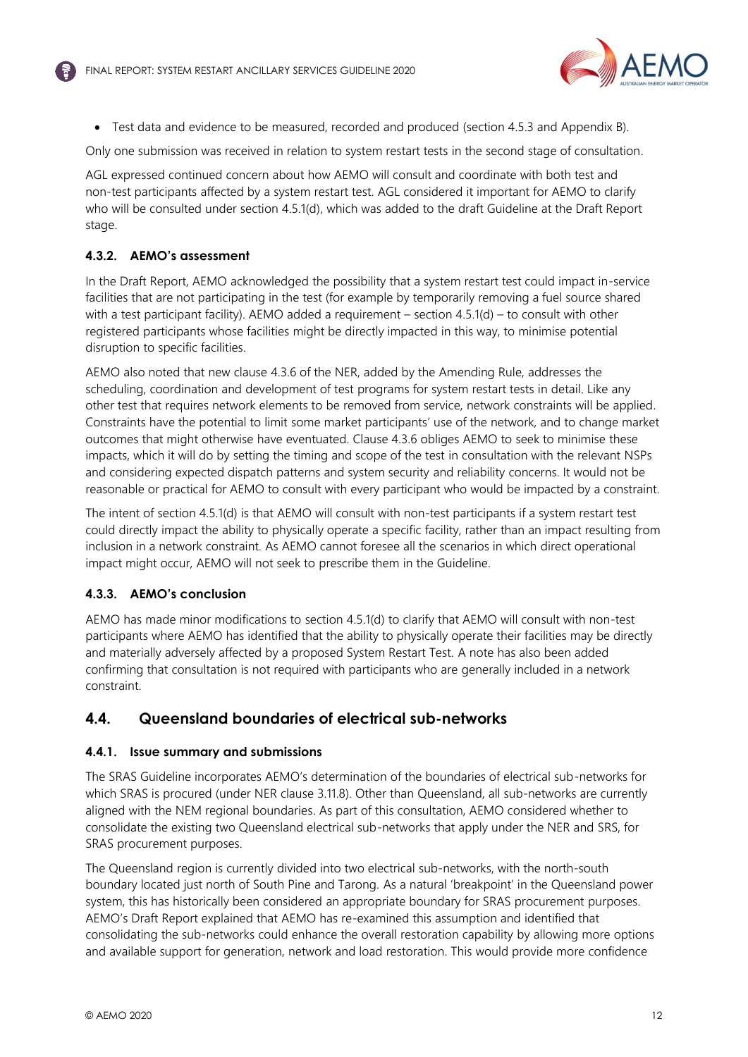- Test data and evidence to be measured, recorded and produced (section 4.5.3 and Appendix B).

Only one submission was received in relation to system restart tests in the second stage of consultation.

AGL expressed continued concern about how AEMO will consult and coordinate with both test and non-test participants affected by a system restart test. AGL considered it important for AEMO to clarify who will be consulted under section 4.5.1(d), which was added to the draft Guideline at the Draft Report stage.

### 4.3.2. AEMO's assessment

In the Draft Report, AEMO acknowledged the possibility that a system restart test could impact in-service facilities that are not participating in the test (for example by temporarily removing a fuel source shared with a test participant facility). AEMO added a requirement – section 4.5.1(d) – to consult with other registered participants whose facilities might be directly impacted in this way, to minimise potential disruption to specific facilities.

AEMO also noted that new clause 4.3.6 of the NER, added by the Amending Rule, addresses the scheduling, coordination and development of test programs for system restart tests in detail. Like any other test that requires network elements to be removed from service, network constraints will be applied. Constraints have the potential to limit some market participants' use of the network, and to change market outcomes that might otherwise have eventuated. Clause 4.3.6 obliges AEMO to seek to minimise these impacts, which it will do by setting the timing and scope of the test in consultation with the relevant NSPs and considering expected dispatch patterns and system security and reliability concerns. It would not be reasonable or practical for AEMO to consult with every participant who would be impacted by a constraint.

The intent of section 4.5.1(d) is that AEMO will consult with non-test participants if a system restart test could directly impact the ability to physically operate a specific facility, rather than an impact resulting from inclusion in a network constraint. As AEMO cannot foresee all the scenarios in which direct operational impact might occur, AEMO will not seek to prescribe them in the Guideline.

### 4.3.3. AEMO's conclusion

AEMO has made minor modifications to section 4.5.1(d) to clarify that AEMO will consult with non-test participants where AEMO has identified that the ability to physically operate their facilities may be directly and materially adversely affected by a proposed System Restart Test. A note has also been added confirming that consultation is not required with participants who are generally included in a network constraint.

## 4.4. Queensland boundaries of electrical sub-networks

### 4.4.1. Issue summary and submissions

The SRAS Guideline incorporates AEMO's determination of the boundaries of electrical sub-networks for which SRAS is procured (under NER clause 3.11.8). Other than Queensland, all sub-networks are currently aligned with the NEM regional boundaries. As part of this consultation, AEMO considered whether to consolidate the existing two Queensland electrical sub-networks that apply under the NER and SRS, for SRAS procurement purposes.

The Queensland region is currently divided into two electrical sub-networks, with the north-south boundary located just north of South Pine and Tarong. As a natural 'breakpoint' in the Queensland power system, this has historically been considered an appropriate boundary for SRAS procurement purposes. AEMO's Draft Report explained that AEMO has re-examined this assumption and identified that consolidating the sub-networks could enhance the overall restoration capability by allowing more options and available support for generation, network and load restoration. This would provide more confidence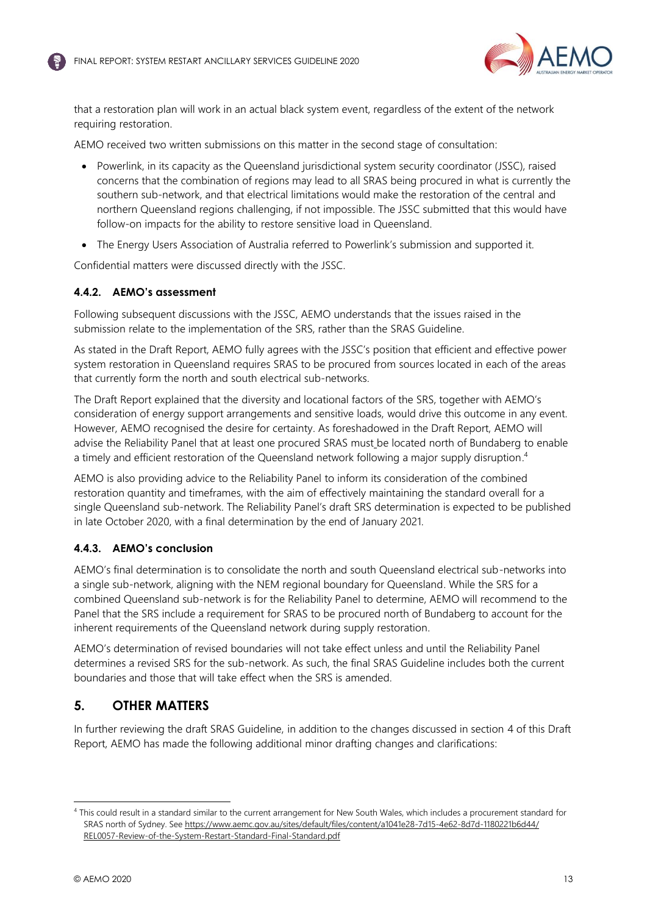that a restoration plan will work in an actual black system event, regardless of the extent of the network requiring restoration.

AEMO received two written submissions on this matter in the second stage of consultation:

- Powerlink, in its capacity as the Queensland jurisdictional system security coordinator (JSSC), raised concerns that the combination of regions may lead to all SRAS being procured in what is currently the southern sub-network, and that electrical limitations would make the restoration of the central and northern Queensland regions challenging, if not impossible. The JSSC submitted that this would have follow-on impacts for the ability to restore sensitive load in Queensland.
- The Energy Users Association of Australia referred to Powerlink's submission and supported it.

Confidential matters were discussed directly with the JSSC.

### 4.4.2. AEMO's assessment

Following subsequent discussions with the JSSC, AEMO understands that the issues raised in the submission relate to the implementation of the SRS, rather than the SRAS Guideline.

As stated in the Draft Report, AEMO fully agrees with the JSSC's position that efficient and effective power system restoration in Queensland requires SRAS to be procured from sources located in each of the areas that currently form the north and south electrical sub-networks.

The Draft Report explained that the diversity and locational factors of the SRS, together with AEMO's consideration of energy support arrangements and sensitive loads, would drive this outcome in any event. However, AEMO recognised the desire for certainty. As foreshadowed in the Draft Report, AEMO will advise the Reliability Panel that at least one procured SRAS must be located north of Bundaberg to enable a timely and efficient restoration of the Queensland network following a major supply disruption.[4]

AEMO is also providing advice to the Reliability Panel to inform its consideration of the combined restoration quantity and timeframes, with the aim of effectively maintaining the standard overall for a single Queensland sub-network. The Reliability Panel's draft SRS determination is expected to be published in late October 2020, with a final determination by the end of January 2021.

### 4.4.3. AEMO's conclusion

AEMO's final determination is to consolidate the north and south Queensland electrical sub-networks into a single sub-network, aligning with the NEM regional boundary for Queensland. While the SRS for a combined Queensland sub-network is for the Reliability Panel to determine, AEMO will recommend to the Panel that the SRS include a requirement for SRAS to be procured north of Bundaberg to account for the inherent requirements of the Queensland network during supply restoration.

AEMO's determination of revised boundaries will not take effect unless and until the Reliability Panel determines a revised SRS for the sub-network. As such, the final SRAS Guideline includes both the current boundaries and those that will take effect when the SRS is amended.

## 5. OTHER MATTERS

In further reviewing the draft SRAS Guideline, in addition to the changes discussed in section 4 of this Draft Report, AEMO has made the following additional minor drafting changes and clarifications:

---

[4] This could result in a standard similar to the current arrangement for New South Wales, which includes a procurement standard for SRAS north of Sydney. See https://www.aemc.gov.au/sites/default/files/content/a1041e28-7d15-4e62-8d7d-1180221b6d44/REL0057-Review-of-the-System-Restart-Standard-Final-Standard.pdf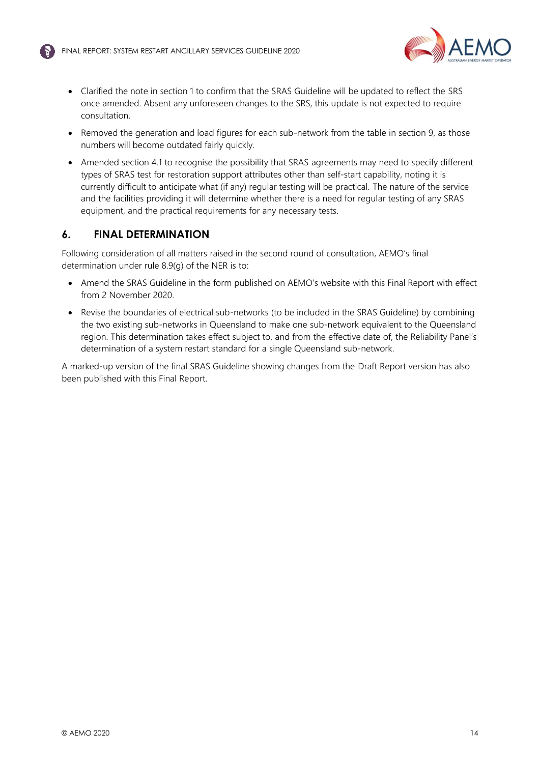- Clarified the note in section 1 to confirm that the SRAS Guideline will be updated to reflect the SRS once amended. Absent any unforeseen changes to the SRS, this update is not expected to require consultation.
- Removed the generation and load figures for each sub-network from the table in section 9, as those numbers will become outdated fairly quickly.
- Amended section 4.1 to recognise the possibility that SRAS agreements may need to specify different types of SRAS test for restoration support attributes other than self-start capability, noting it is currently difficult to anticipate what (if any) regular testing will be practical. The nature of the service and the facilities providing it will determine whether there is a need for regular testing of any SRAS equipment, and the practical requirements for any necessary tests.

## 6. FINAL DETERMINATION

Following consideration of all matters raised in the second round of consultation, AEMO's final determination under rule 8.9(g) of the NER is to:

- Amend the SRAS Guideline in the form published on AEMO's website with this Final Report with effect from 2 November 2020.
- Revise the boundaries of electrical sub-networks (to be included in the SRAS Guideline) by combining the two existing sub-networks in Queensland to make one sub-network equivalent to the Queensland region. This determination takes effect subject to, and from the effective date of, the Reliability Panel's determination of a system restart standard for a single Queensland sub-network.

A marked-up version of the final SRAS Guideline showing changes from the Draft Report version has also been published with this Final Report.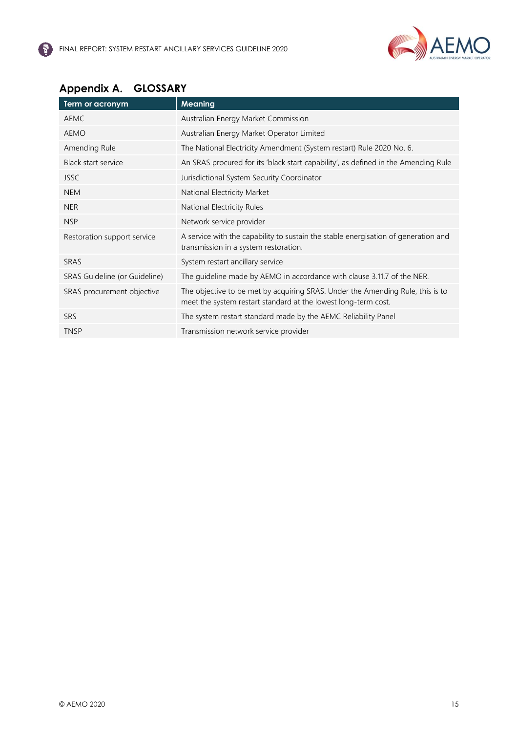# Appendix A. GLOSSARY

| Term or acronym | Meaning |
| --- | --- |
| AEMC | Australian Energy Market Commission |
| AEMO | Australian Energy Market Operator Limited |
| Amending Rule | The National Electricity Amendment (System restart) Rule 2020 No. 6. |
| Black start service | An SRAS procured for its 'black start capability', as defined in the Amending Rule |
| JSSC | Jurisdictional System Security Coordinator |
| NEM | National Electricity Market |
| NER | National Electricity Rules |
| NSP | Network service provider |
| Restoration support service | A service with the capability to sustain the stable energisation of generation and transmission in a system restoration. |
| SRAS | System restart ancillary service |
| SRAS Guideline (or Guideline) | The guideline made by AEMO in accordance with clause 3.11.7 of the NER. |
| SRAS procurement objective | The objective to be met by acquiring SRAS. Under the Amending Rule, this is to meet the system restart standard at the lowest long-term cost. |
| SRS | The system restart standard made by the AEMC Reliability Panel |
| TNSP | Transmission network service provider |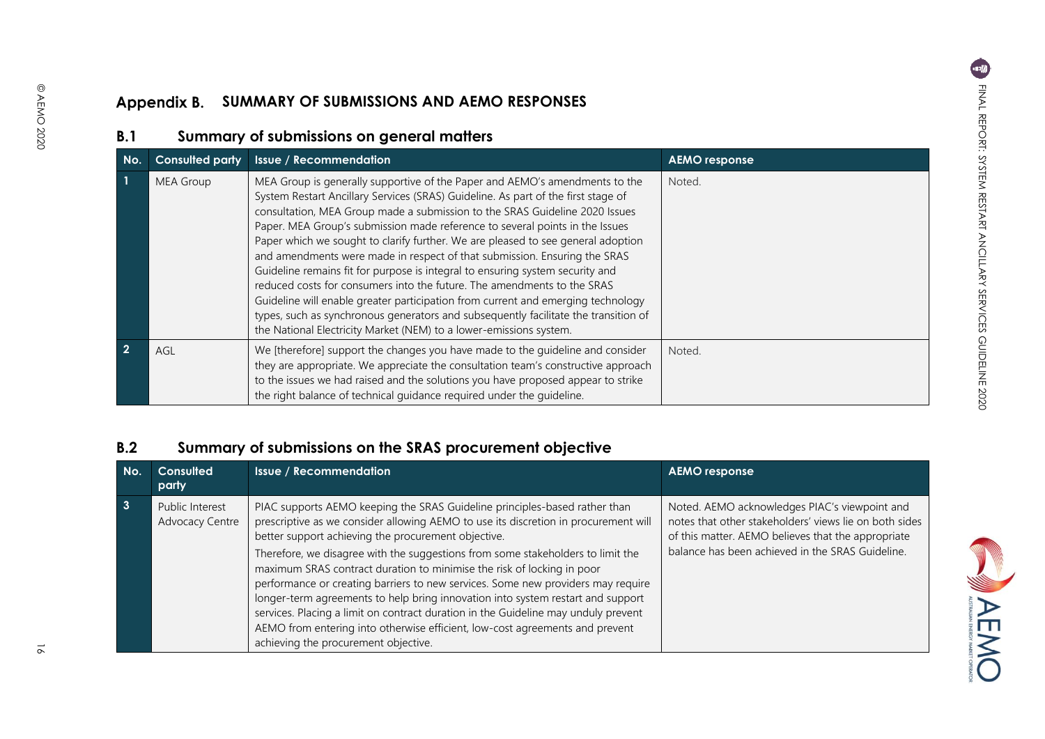# Appendix B. SUMMARY OF SUBMISSIONS AND AEMO RESPONSES

## B.1 Summary of submissions on general matters

| No. | Consulted party | Issue / Recommendation | AEMO response |
|---|---|---|---|
| 1 | MEA Group | MEA Group is generally supportive of the Paper and AEMO's amendments to the System Restart Ancillary Services (SRAS) Guideline. As part of the first stage of consultation, MEA Group made a submission to the SRAS Guideline 2020 Issues Paper. MEA Group's submission made reference to several points in the Issues Paper which we sought to clarify further. We are pleased to see general adoption and amendments were made in respect of that submission. Ensuring the SRAS Guideline remains fit for purpose is integral to ensuring system security and reduced costs for consumers into the future. The amendments to the SRAS Guideline will enable greater participation from current and emerging technology types, such as synchronous generators and subsequently facilitate the transition of the National Electricity Market (NEM) to a lower-emissions system. | Noted. |
| 2 | AGL | We [therefore] support the changes you have made to the guideline and consider they are appropriate. We appreciate the consultation team's constructive approach to the issues we had raised and the solutions you have proposed appear to strike the right balance of technical guidance required under the guideline. | Noted. |

## B.2 Summary of submissions on the SRAS procurement objective

| No. | Consulted party | Issue / Recommendation | AEMO response |
|---|---|---|---|
| 3 | Public Interest Advocacy Centre | PIAC supports AEMO keeping the SRAS Guideline principles-based rather than prescriptive as we consider allowing AEMO to use its discretion in procurement will better support achieving the procurement objective.<br><br>Therefore, we disagree with the suggestions from some stakeholders to limit the maximum SRAS contract duration to minimise the risk of locking in poor performance or creating barriers to new services. Some new providers may require longer-term agreements to help bring innovation into system restart and support services. Placing a limit on contract duration in the Guideline may unduly prevent AEMO from entering into otherwise efficient, low-cost agreements and prevent achieving the procurement objective. | Noted. AEMO acknowledges PIAC's viewpoint and notes that other stakeholders' views lie on both sides of this matter. AEMO believes that the appropriate balance has been achieved in the SRAS Guideline. |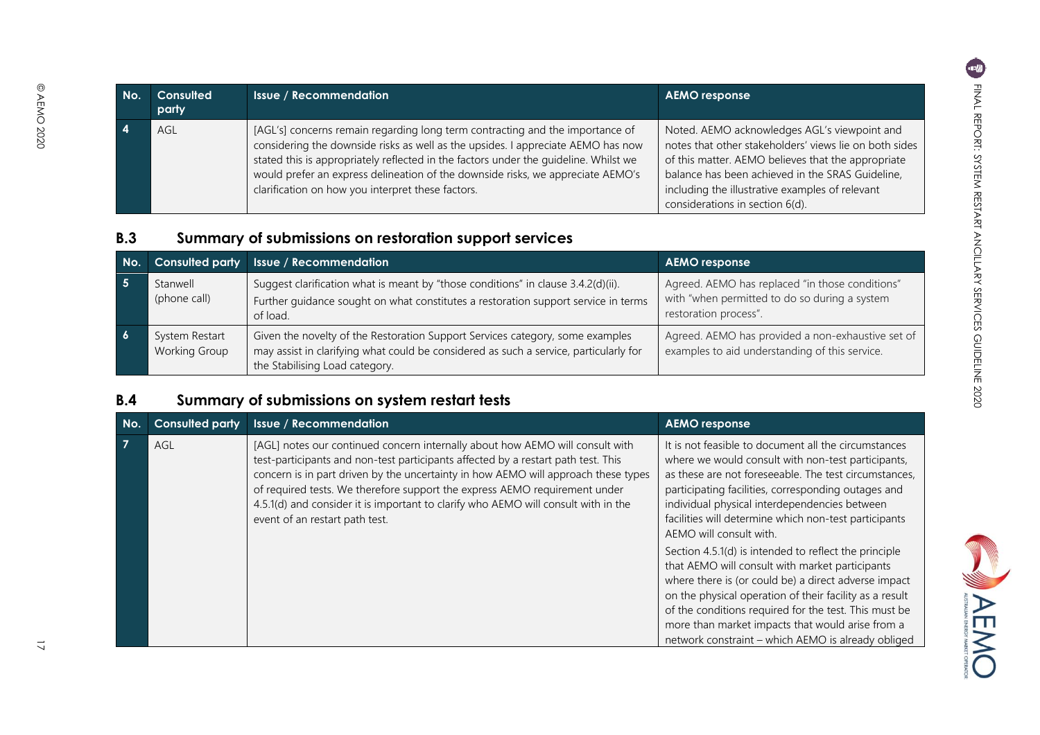| No. | Consulted party | Issue / Recommendation | AEMO response |
|---|---|---|---|
| 4 | AGL | [AGL's] concerns remain regarding long term contracting and the importance of considering the downside risks as well as the upsides. I appreciate AEMO has now stated this is appropriately reflected in the factors under the guideline. Whilst we would prefer an express delineation of the downside risks, we appreciate AEMO's clarification on how you interpret these factors. | Noted. AEMO acknowledges AGL's viewpoint and notes that other stakeholders' views lie on both sides of this matter. AEMO believes that the appropriate balance has been achieved in the SRAS Guideline, including the illustrative examples of relevant considerations in section 6(d). |

## B.3 Summary of submissions on restoration support services

| No. | Consulted party | Issue / Recommendation | AEMO response |
|---|---|---|---|
| 5 | Stanwell (phone call) | Suggest clarification what is meant by "those conditions" in clause 3.4.2(d)(ii). Further guidance sought on what constitutes a restoration support service in terms of load. | Agreed. AEMO has replaced "in those conditions" with "when permitted to do so during a system restoration process". |
| 6 | System Restart Working Group | Given the novelty of the Restoration Support Services category, some examples may assist in clarifying what could be considered as such a service, particularly for the Stabilising Load category. | Agreed. AEMO has provided a non-exhaustive set of examples to aid understanding of this service. |

## B.4 Summary of submissions on system restart tests

| No. | Consulted party | Issue / Recommendation | AEMO response |
|---|---|---|---|
| 7 | AGL | [AGL] notes our continued concern internally about how AEMO will consult with test-participants and non-test participants affected by a restart path test. This concern is in part driven by the uncertainty in how AEMO will approach these types of required tests. We therefore support the express AEMO requirement under 4.5.1(d) and consider it is important to clarify who AEMO will consult with in the event of an restart path test. | It is not feasible to document all the circumstances where we would consult with non-test participants, as these are not foreseeable. The test circumstances, participating facilities, corresponding outages and individual physical interdependencies between facilities will determine which non-test participants AEMO will consult with.<br><br>Section 4.5.1(d) is intended to reflect the principle that AEMO will consult with market participants where there is (or could be) a direct adverse impact on the physical operation of their facility as a result of the conditions required for the test. This must be more than market impacts that would arise from a network constraint – which AEMO is already obliged |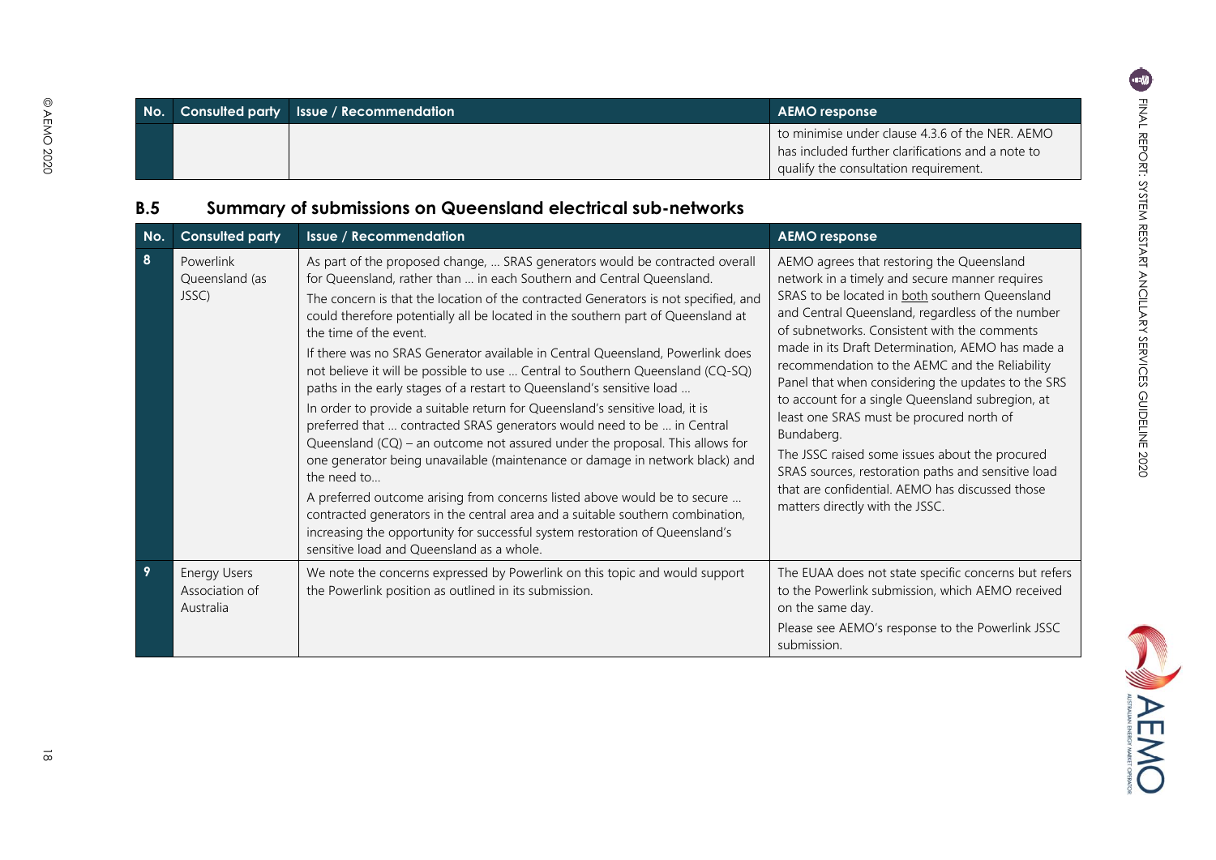| No. | Consulted party | Issue / Recommendation | AEMO response |
|---|---|---|---|
| | | | to minimise under clause 4.3.6 of the NER. AEMO has included further clarifications and a note to qualify the consultation requirement. |

## B.5 Summary of submissions on Queensland electrical sub-networks

| No. | Consulted party | Issue / Recommendation | AEMO response |
|---|---|---|---|
| 8 | Powerlink Queensland (as JSSC) | As part of the proposed change, … SRAS generators would be contracted overall for Queensland, rather than … in each Southern and Central Queensland.<br>The concern is that the location of the contracted Generators is not specified, and could therefore potentially all be located in the southern part of Queensland at the time of the event.<br>If there was no SRAS Generator available in Central Queensland, Powerlink does not believe it will be possible to use … Central to Southern Queensland (CQ-SQ) paths in the early stages of a restart to Queensland's sensitive load …<br>In order to provide a suitable return for Queensland's sensitive load, it is preferred that … contracted SRAS generators would need to be … in Central Queensland (CQ) – an outcome not assured under the proposal. This allows for one generator being unavailable (maintenance or damage in network black) and the need to…<br>A preferred outcome arising from concerns listed above would be to secure … contracted generators in the central area and a suitable southern combination, increasing the opportunity for successful system restoration of Queensland's sensitive load and Queensland as a whole. | AEMO agrees that restoring the Queensland network in a timely and secure manner requires SRAS to be located in both southern Queensland and Central Queensland, regardless of the number of subnetworks. Consistent with the comments made in its Draft Determination, AEMO has made a recommendation to the AEMC and the Reliability Panel that when considering the updates to the SRS to account for a single Queensland subregion, at least one SRAS must be procured north of Bundaberg.<br>The JSSC raised some issues about the procured SRAS sources, restoration paths and sensitive load that are confidential. AEMO has discussed those matters directly with the JSSC. |
| 9 | Energy Users Association of Australia | We note the concerns expressed by Powerlink on this topic and would support the Powerlink position as outlined in its submission. | The EUAA does not state specific concerns but refers to the Powerlink submission, which AEMO received on the same day.<br>Please see AEMO's response to the Powerlink JSSC submission. |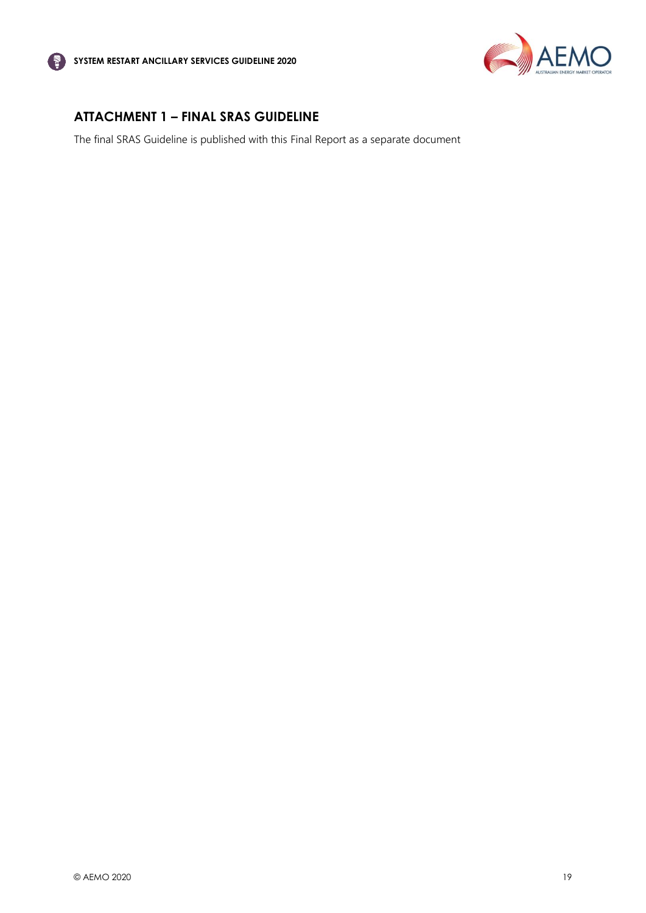## ATTACHMENT 1 – FINAL SRAS GUIDELINE

The final SRAS Guideline is published with this Final Report as a separate document